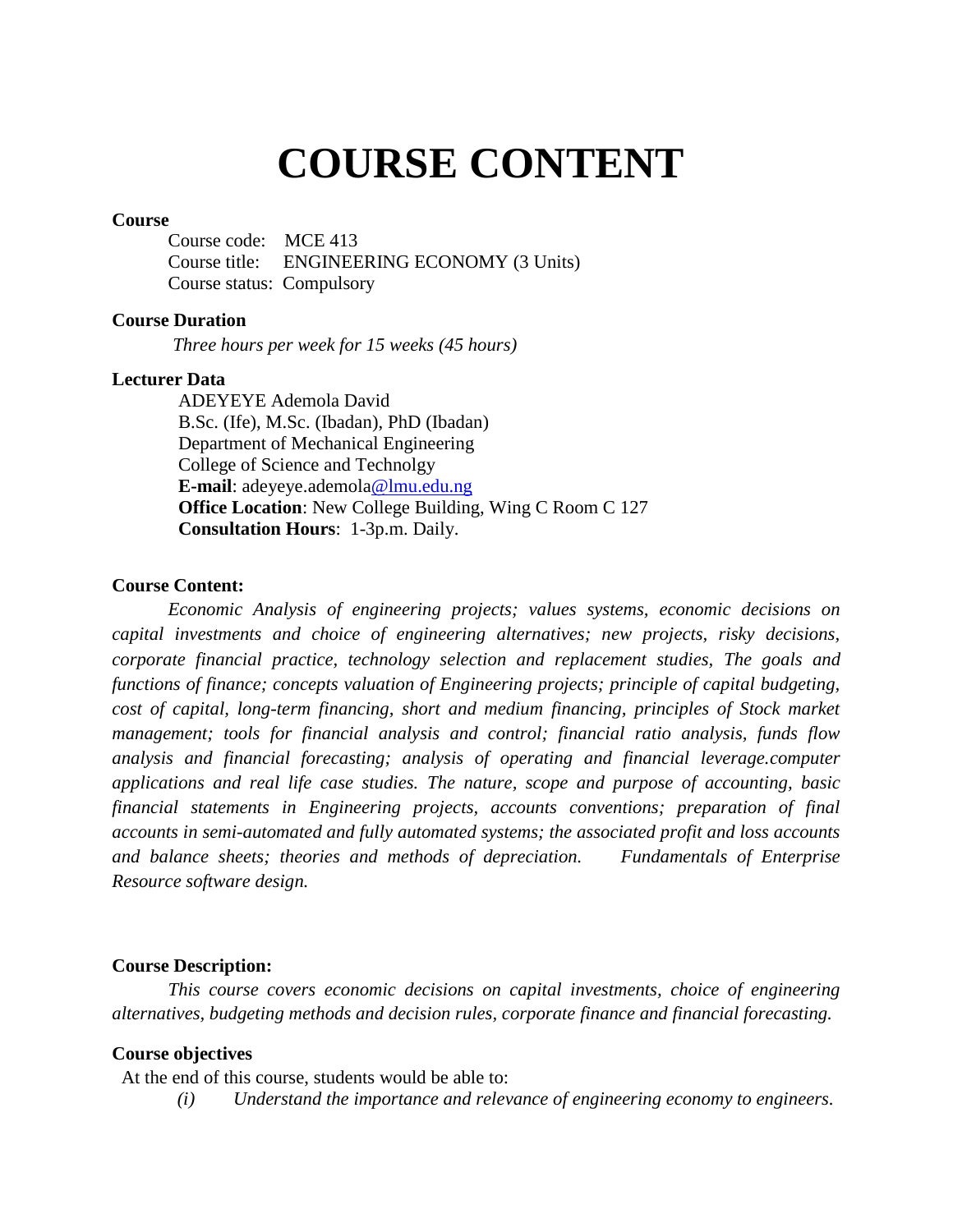# COURSE CONTENT

**Course**

Course code: MCE 413
Course title: ENGINEERING ECONOMY (3 Units)
Course status: Compulsory

**Course Duration**

*Three hours per week for 15 weeks (45 hours)*

**Lecturer Data**

ADEYEYE Ademola David
B.Sc. (Ife), M.Sc. (Ibadan), PhD (Ibadan)
Department of Mechanical Engineering
College of Science and Technolgy
**E-mail**: adeyeye.ademola@lmu.edu.ng
**Office Location**: New College Building, Wing C Room C 127
**Consultation Hours**: 1-3p.m. Daily.

**Course Content:**

*Economic Analysis of engineering projects; values systems, economic decisions on capital investments and choice of engineering alternatives; new projects, risky decisions, corporate financial practice, technology selection and replacement studies, The goals and functions of finance; concepts valuation of Engineering projects; principle of capital budgeting, cost of capital, long-term financing, short and medium financing, principles of Stock market management; tools for financial analysis and control; financial ratio analysis, funds flow analysis and financial forecasting; analysis of operating and financial leverage.computer applications and real life case studies. The nature, scope and purpose of accounting, basic financial statements in Engineering projects, accounts conventions; preparation of final accounts in semi-automated and fully automated systems; the associated profit and loss accounts and balance sheets; theories and methods of depreciation. Fundamentals of Enterprise Resource software design.*

**Course Description:**

*This course covers economic decisions on capital investments, choice of engineering alternatives, budgeting methods and decision rules, corporate finance and financial forecasting.*

**Course objectives**

At the end of this course, students would be able to:

*(i) Understand the importance and relevance of engineering economy to engineers.*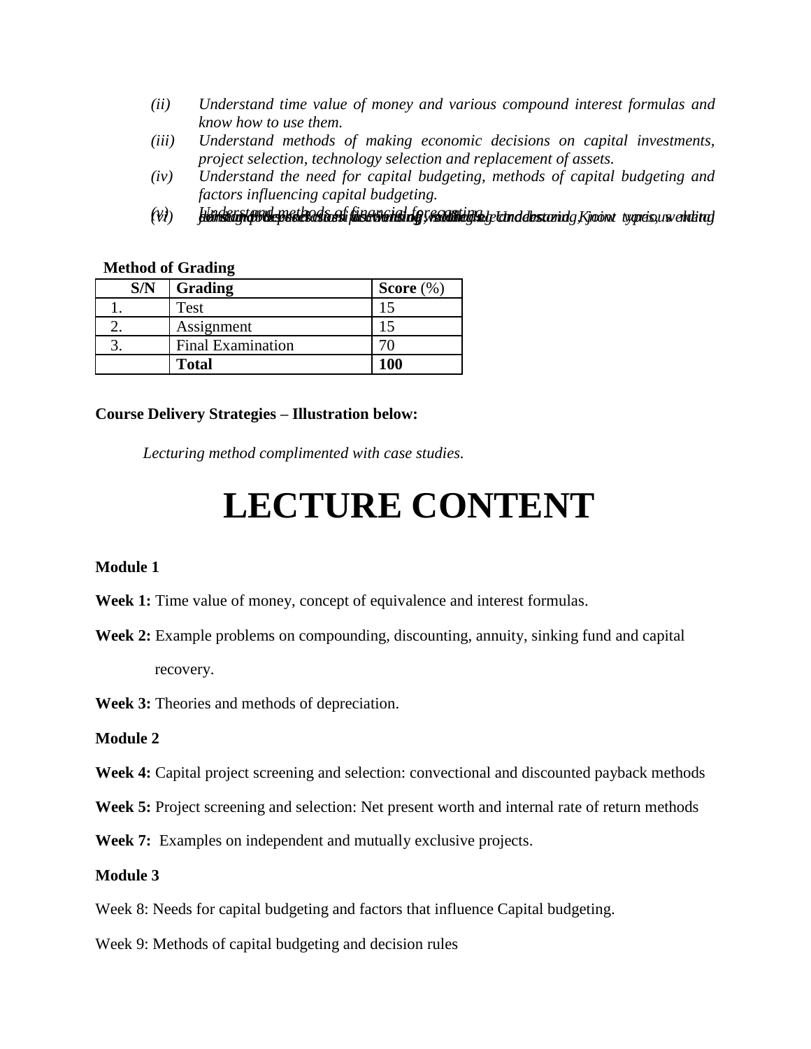- *(ii)* *Understand time value of money and various compound interest formulas and know how to use them.*
- *(iii)* *Understand methods of making economic decisions on capital investments, project selection, technology selection and replacement of assets.*
- *(iv)* *Understand the need for capital budgeting, methods of capital budgeting and factors influencing capital budgeting.*
- *(v)* *Understand methods of financial forecasting.*

**Method of Grading**

| S/N | Grading | Score (%) |
|---|---|---|
| 1. | Test | 15 |
| 2. | Assignment | 15 |
| 3. | Final Examination | 70 |
| | **Total** | **100** |

**Course Delivery Strategies – Illustration below:**

*Lecturing method complimented with case studies.*

# LECTURE CONTENT

**Module 1**

**Week 1:** Time value of money, concept of equivalence and interest formulas.

**Week 2:** Example problems on compounding, discounting, annuity, sinking fund and capital recovery.

**Week 3:** Theories and methods of depreciation.

**Module 2**

**Week 4:** Capital project screening and selection: convectional and discounted payback methods

**Week 5:** Project screening and selection: Net present worth and internal rate of return methods

**Week 7:** Examples on independent and mutually exclusive projects.

**Module 3**

Week 8: Needs for capital budgeting and factors that influence Capital budgeting.

Week 9: Methods of capital budgeting and decision rules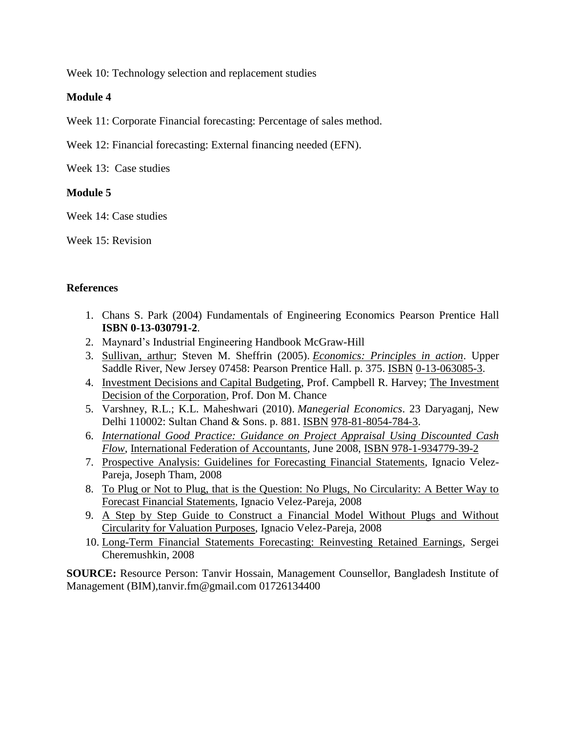Week 10: Technology selection and replacement studies

**Module 4**

Week 11: Corporate Financial forecasting: Percentage of sales method.

Week 12: Financial forecasting: External financing needed (EFN).

Week 13: Case studies

**Module 5**

Week 14: Case studies

Week 15: Revision

**References**

1. Chans S. Park (2004) Fundamentals of Engineering Economics Pearson Prentice Hall **ISBN 0-13-030791-2**.
2. Maynard's Industrial Engineering Handbook McGraw-Hill
3. Sullivan, arthur; Steven M. Sheffrin (2005). *Economics: Principles in action*. Upper Saddle River, New Jersey 07458: Pearson Prentice Hall. p. 375. ISBN 0-13-063085-3.
4. Investment Decisions and Capital Budgeting, Prof. Campbell R. Harvey; The Investment Decision of the Corporation, Prof. Don M. Chance
5. Varshney, R.L.; K.L. Maheshwari (2010). *Manegerial Economics*. 23 Daryaganj, New Delhi 110002: Sultan Chand & Sons. p. 881. ISBN 978-81-8054-784-3.
6. *International Good Practice: Guidance on Project Appraisal Using Discounted Cash Flow*, International Federation of Accountants, June 2008, ISBN 978-1-934779-39-2
7. Prospective Analysis: Guidelines for Forecasting Financial Statements, Ignacio Velez-Pareja, Joseph Tham, 2008
8. To Plug or Not to Plug, that is the Question: No Plugs, No Circularity: A Better Way to Forecast Financial Statements, Ignacio Velez-Pareja, 2008
9. A Step by Step Guide to Construct a Financial Model Without Plugs and Without Circularity for Valuation Purposes, Ignacio Velez-Pareja, 2008
10. Long-Term Financial Statements Forecasting: Reinvesting Retained Earnings, Sergei Cheremushkin, 2008

**SOURCE:** Resource Person: Tanvir Hossain, Management Counsellor, Bangladesh Institute of Management (BIM),tanvir.fm@gmail.com 01726134400